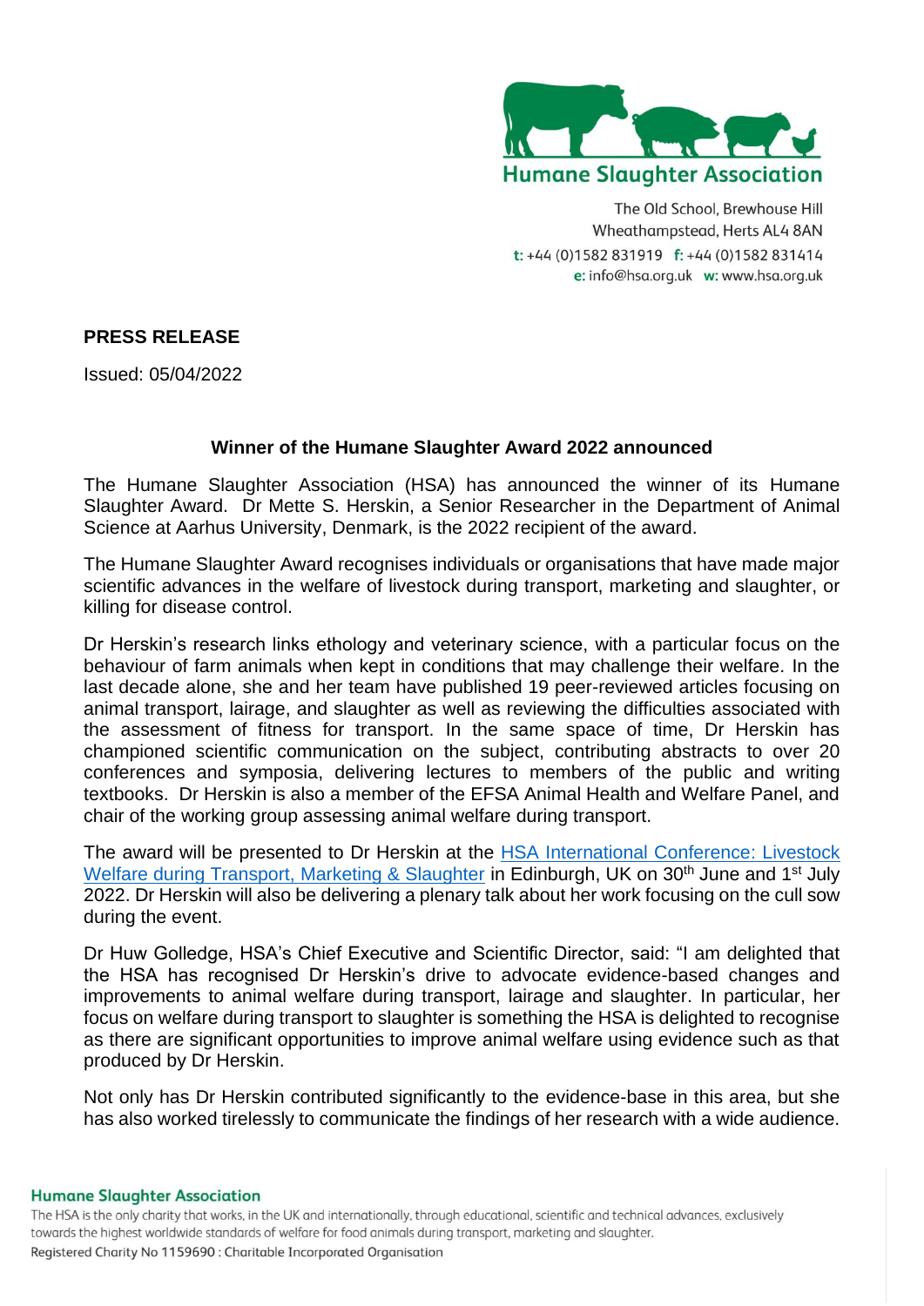Humane Slaughter Association

The Old School, Brewhouse Hill
Wheathampstead, Herts AL4 8AN
t: +44 (0)1582 831919 f: +44 (0)1582 831414
e: info@hsa.org.uk w: www.hsa.org.uk

**PRESS RELEASE**

Issued: 05/04/2022

## Winner of the Humane Slaughter Award 2022 announced

The Humane Slaughter Association (HSA) has announced the winner of its Humane Slaughter Award. Dr Mette S. Herskin, a Senior Researcher in the Department of Animal Science at Aarhus University, Denmark, is the 2022 recipient of the award.

The Humane Slaughter Award recognises individuals or organisations that have made major scientific advances in the welfare of livestock during transport, marketing and slaughter, or killing for disease control.

Dr Herskin's research links ethology and veterinary science, with a particular focus on the behaviour of farm animals when kept in conditions that may challenge their welfare. In the last decade alone, she and her team have published 19 peer-reviewed articles focusing on animal transport, lairage, and slaughter as well as reviewing the difficulties associated with the assessment of fitness for transport. In the same space of time, Dr Herskin has championed scientific communication on the subject, contributing abstracts to over 20 conferences and symposia, delivering lectures to members of the public and writing textbooks. Dr Herskin is also a member of the EFSA Animal Health and Welfare Panel, and chair of the working group assessing animal welfare during transport.

The award will be presented to Dr Herskin at the HSA International Conference: Livestock Welfare during Transport, Marketing & Slaughter in Edinburgh, UK on 30th June and 1st July 2022. Dr Herskin will also be delivering a plenary talk about her work focusing on the cull sow during the event.

Dr Huw Golledge, HSA's Chief Executive and Scientific Director, said: "I am delighted that the HSA has recognised Dr Herskin's drive to advocate evidence-based changes and improvements to animal welfare during transport, lairage and slaughter. In particular, her focus on welfare during transport to slaughter is something the HSA is delighted to recognise as there are significant opportunities to improve animal welfare using evidence such as that produced by Dr Herskin.

Not only has Dr Herskin contributed significantly to the evidence-base in this area, but she has also worked tirelessly to communicate the findings of her research with a wide audience.

**Humane Slaughter Association**
The HSA is the only charity that works, in the UK and internationally, through educational, scientific and technical advances, exclusively towards the highest worldwide standards of welfare for food animals during transport, marketing and slaughter.
Registered Charity No 1159690 : Charitable Incorporated Organisation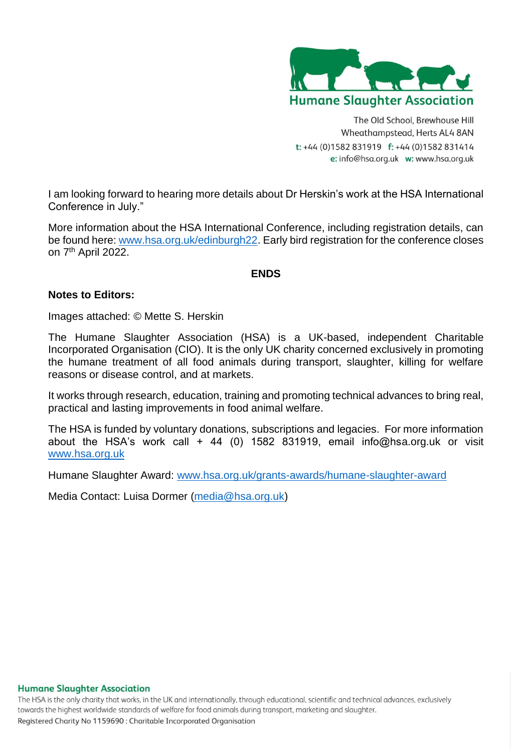Humane Slaughter Association

The Old School, Brewhouse Hill
Wheathampstead, Herts AL4 8AN
t: +44 (0)1582 831919 f: +44 (0)1582 831414
e: info@hsa.org.uk w: www.hsa.org.uk

I am looking forward to hearing more details about Dr Herskin's work at the HSA International Conference in July."

More information about the HSA International Conference, including registration details, can be found here: [www.hsa.org.uk/edinburgh22](www.hsa.org.uk/edinburgh22). Early bird registration for the conference closes on 7th April 2022.

**ENDS**

**Notes to Editors:**

Images attached: © Mette S. Herskin

The Humane Slaughter Association (HSA) is a UK-based, independent Charitable Incorporated Organisation (CIO). It is the only UK charity concerned exclusively in promoting the humane treatment of all food animals during transport, slaughter, killing for welfare reasons or disease control, and at markets.

It works through research, education, training and promoting technical advances to bring real, practical and lasting improvements in food animal welfare.

The HSA is funded by voluntary donations, subscriptions and legacies. For more information about the HSA's work call + 44 (0) 1582 831919, email info@hsa.org.uk or visit [www.hsa.org.uk](www.hsa.org.uk)

Humane Slaughter Award: [www.hsa.org.uk/grants-awards/humane-slaughter-award](www.hsa.org.uk/grants-awards/humane-slaughter-award)

Media Contact: Luisa Dormer ([media@hsa.org.uk](mailto:media@hsa.org.uk))

**Humane Slaughter Association**

The HSA is the only charity that works, in the UK and internationally, through educational, scientific and technical advances, exclusively towards the highest worldwide standards of welfare for food animals during transport, marketing and slaughter.

Registered Charity No 1159690 : Charitable Incorporated Organisation